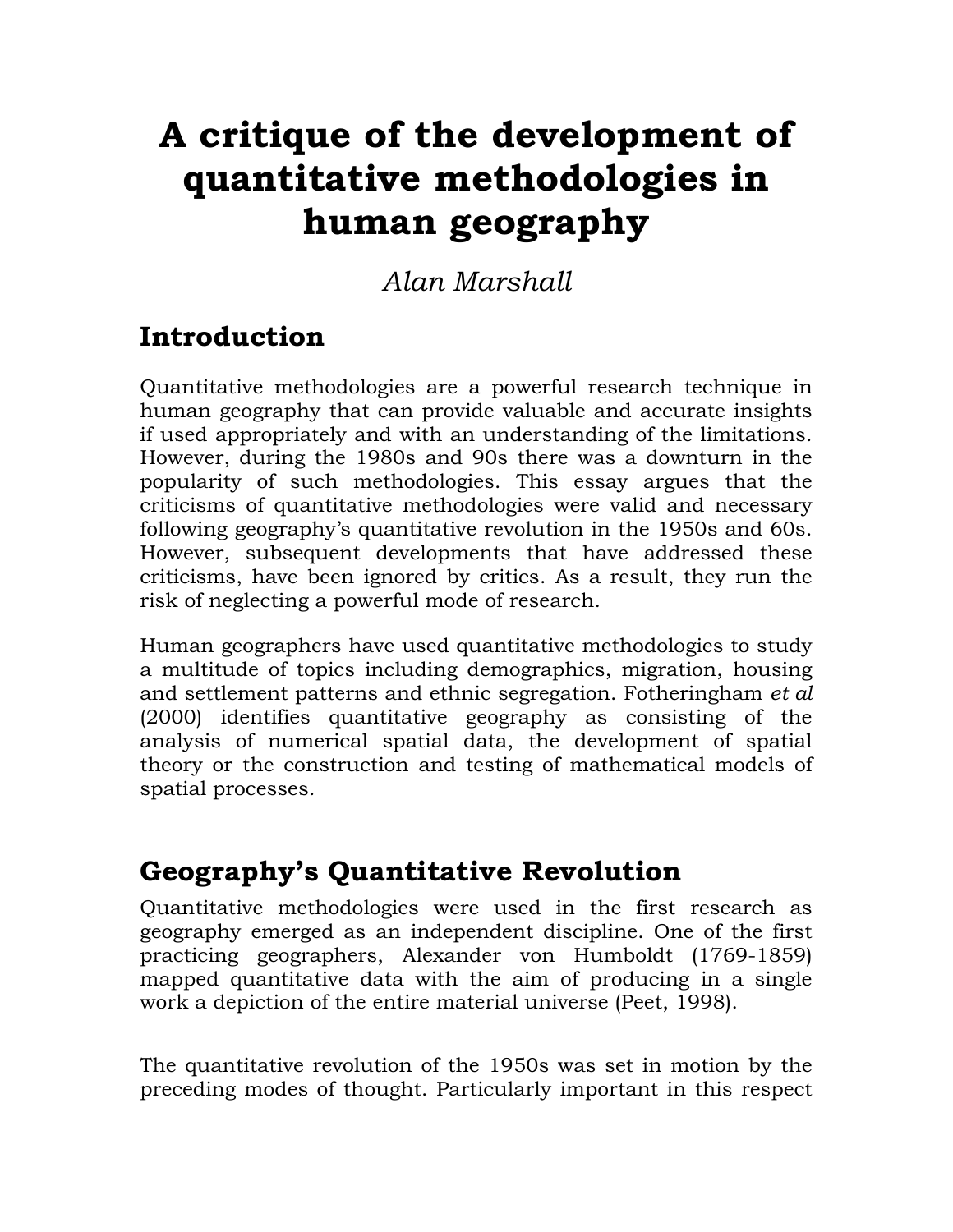# A critique of the development of quantitative methodologies in human geography

*Alan Marshall*

## Introduction

Quantitative methodologies are a powerful research technique in human geography that can provide valuable and accurate insights if used appropriately and with an understanding of the limitations. However, during the 1980s and 90s there was a downturn in the popularity of such methodologies. This essay argues that the criticisms of quantitative methodologies were valid and necessary following geography's quantitative revolution in the 1950s and 60s. However, subsequent developments that have addressed these criticisms, have been ignored by critics. As a result, they run the risk of neglecting a powerful mode of research.

Human geographers have used quantitative methodologies to study a multitude of topics including demographics, migration, housing and settlement patterns and ethnic segregation. Fotheringham *et al* (2000) identifies quantitative geography as consisting of the analysis of numerical spatial data, the development of spatial theory or the construction and testing of mathematical models of spatial processes.

## Geography's Quantitative Revolution

Quantitative methodologies were used in the first research as geography emerged as an independent discipline. One of the first practicing geographers, Alexander von Humboldt (1769-1859) mapped quantitative data with the aim of producing in a single work a depiction of the entire material universe (Peet, 1998).

The quantitative revolution of the 1950s was set in motion by the preceding modes of thought. Particularly important in this respect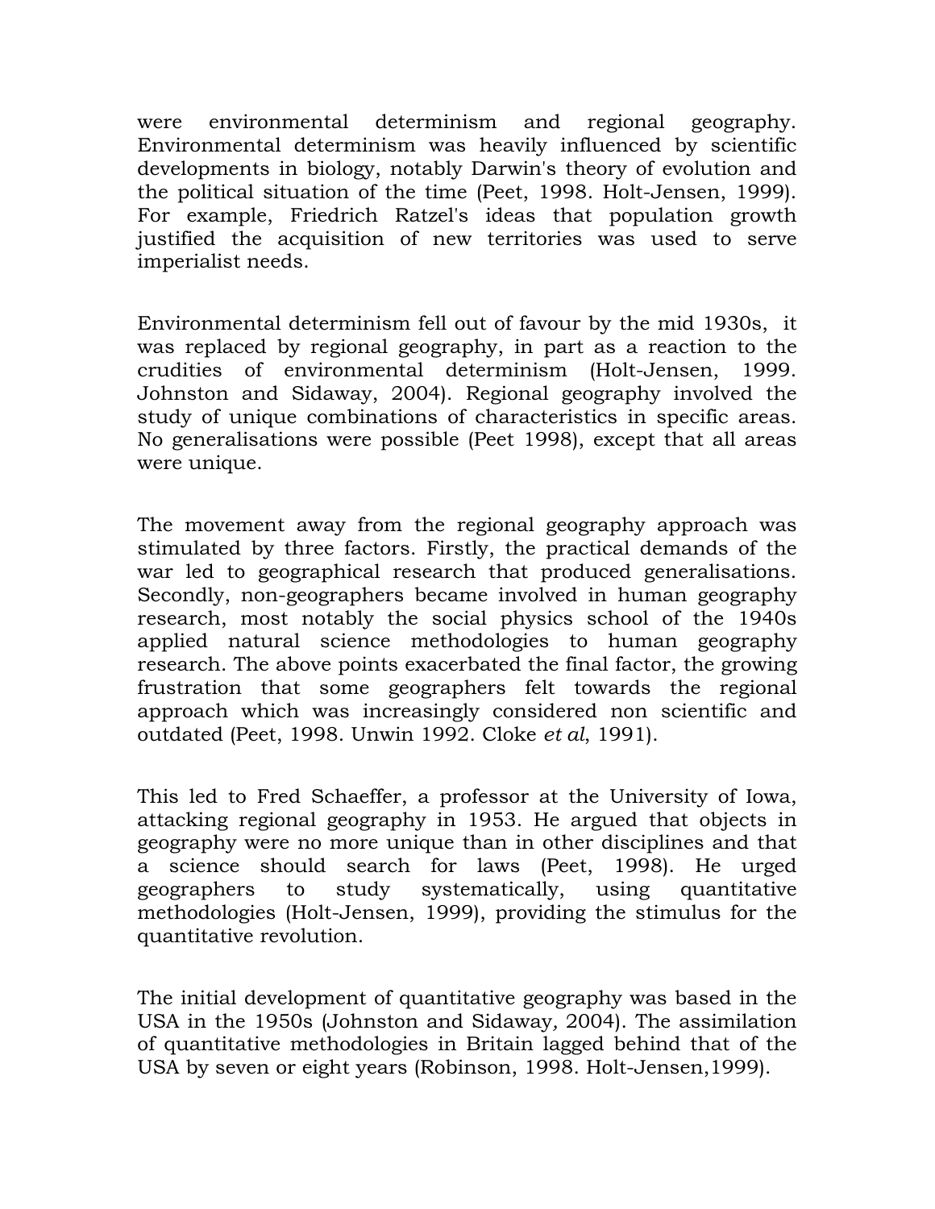were environmental determinism and regional geography. Environmental determinism was heavily influenced by scientific developments in biology, notably Darwin's theory of evolution and the political situation of the time (Peet, 1998. Holt-Jensen, 1999). For example, Friedrich Ratzel's ideas that population growth justified the acquisition of new territories was used to serve imperialist needs.

Environmental determinism fell out of favour by the mid 1930s, it was replaced by regional geography, in part as a reaction to the crudities of environmental determinism (Holt-Jensen, 1999. Johnston and Sidaway, 2004). Regional geography involved the study of unique combinations of characteristics in specific areas. No generalisations were possible (Peet 1998), except that all areas were unique.

The movement away from the regional geography approach was stimulated by three factors. Firstly, the practical demands of the war led to geographical research that produced generalisations. Secondly, non-geographers became involved in human geography research, most notably the social physics school of the 1940s applied natural science methodologies to human geography research. The above points exacerbated the final factor, the growing frustration that some geographers felt towards the regional approach which was increasingly considered non scientific and outdated (Peet, 1998. Unwin 1992. Cloke *et al*, 1991).

This led to Fred Schaeffer, a professor at the University of Iowa, attacking regional geography in 1953. He argued that objects in geography were no more unique than in other disciplines and that a science should search for laws (Peet, 1998). He urged geographers to study systematically, using quantitative methodologies (Holt-Jensen, 1999), providing the stimulus for the quantitative revolution.

The initial development of quantitative geography was based in the USA in the 1950s (Johnston and Sidaway, 2004). The assimilation of quantitative methodologies in Britain lagged behind that of the USA by seven or eight years (Robinson, 1998. Holt-Jensen,1999).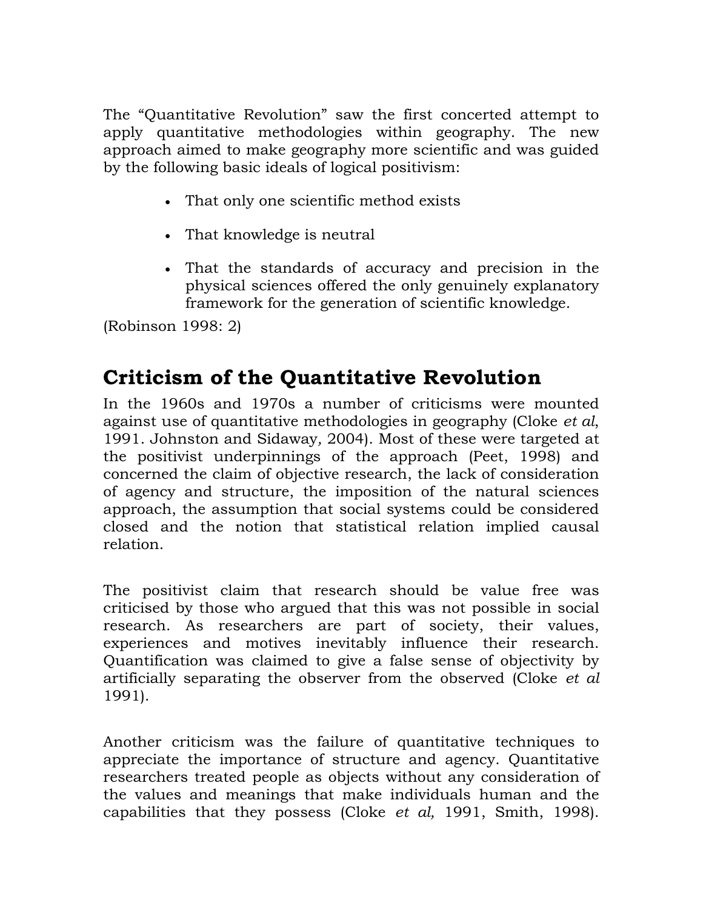The "Quantitative Revolution" saw the first concerted attempt to apply quantitative methodologies within geography. The new approach aimed to make geography more scientific and was guided by the following basic ideals of logical positivism:

- That only one scientific method exists
- That knowledge is neutral
- That the standards of accuracy and precision in the physical sciences offered the only genuinely explanatory framework for the generation of scientific knowledge.

(Robinson 1998: 2)

## Criticism of the Quantitative Revolution

In the 1960s and 1970s a number of criticisms were mounted against use of quantitative methodologies in geography (Cloke *et al*, 1991. Johnston and Sidaway*,* 2004). Most of these were targeted at the positivist underpinnings of the approach (Peet, 1998) and concerned the claim of objective research, the lack of consideration of agency and structure, the imposition of the natural sciences approach, the assumption that social systems could be considered closed and the notion that statistical relation implied causal relation.

The positivist claim that research should be value free was criticised by those who argued that this was not possible in social research. As researchers are part of society, their values, experiences and motives inevitably influence their research. Quantification was claimed to give a false sense of objectivity by artificially separating the observer from the observed (Cloke *et al* 1991).

Another criticism was the failure of quantitative techniques to appreciate the importance of structure and agency. Quantitative researchers treated people as objects without any consideration of the values and meanings that make individuals human and the capabilities that they possess (Cloke *et al,* 1991, Smith, 1998).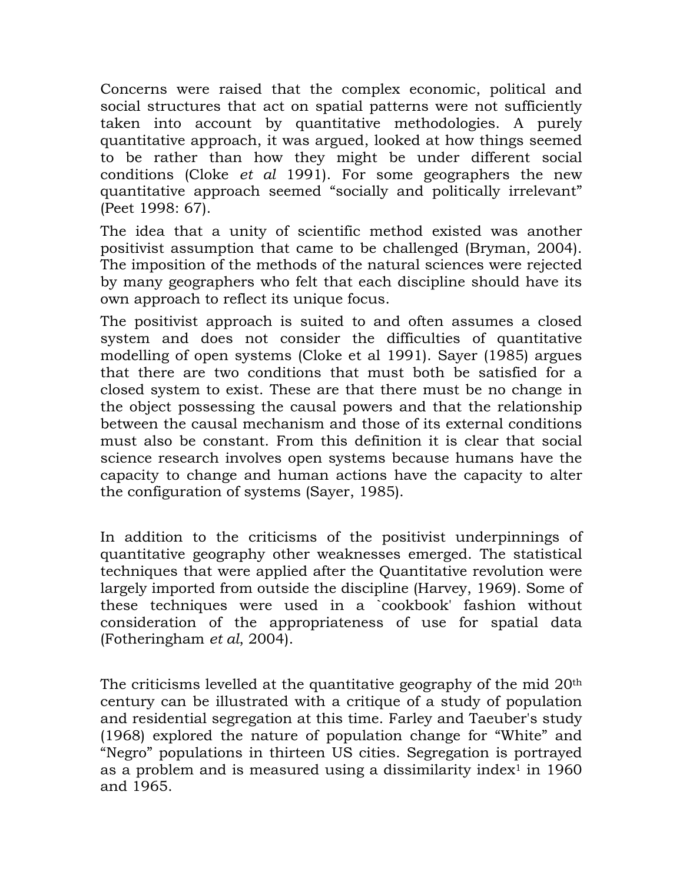Concerns were raised that the complex economic, political and social structures that act on spatial patterns were not sufficiently taken into account by quantitative methodologies. A purely quantitative approach, it was argued, looked at how things seemed to be rather than how they might be under different social conditions (Cloke *et al* 1991). For some geographers the new quantitative approach seemed "socially and politically irrelevant" (Peet 1998: 67).

The idea that a unity of scientific method existed was another positivist assumption that came to be challenged (Bryman, 2004). The imposition of the methods of the natural sciences were rejected by many geographers who felt that each discipline should have its own approach to reflect its unique focus.

The positivist approach is suited to and often assumes a closed system and does not consider the difficulties of quantitative modelling of open systems (Cloke et al 1991). Sayer (1985) argues that there are two conditions that must both be satisfied for a closed system to exist. These are that there must be no change in the object possessing the causal powers and that the relationship between the causal mechanism and those of its external conditions must also be constant. From this definition it is clear that social science research involves open systems because humans have the capacity to change and human actions have the capacity to alter the configuration of systems (Sayer, 1985).

In addition to the criticisms of the positivist underpinnings of quantitative geography other weaknesses emerged. The statistical techniques that were applied after the Quantitative revolution were largely imported from outside the discipline (Harvey, 1969). Some of these techniques were used in a `cookbook' fashion without consideration of the appropriateness of use for spatial data (Fotheringham *et al*, 2004).

The criticisms levelled at the quantitative geography of the mid 20th century can be illustrated with a critique of a study of population and residential segregation at this time. Farley and Taeuber's study (1968) explored the nature of population change for "White" and "Negro" populations in thirteen US cities. Segregation is portrayed as a problem and is measured using a dissimilarity index[1] in 1960 and 1965.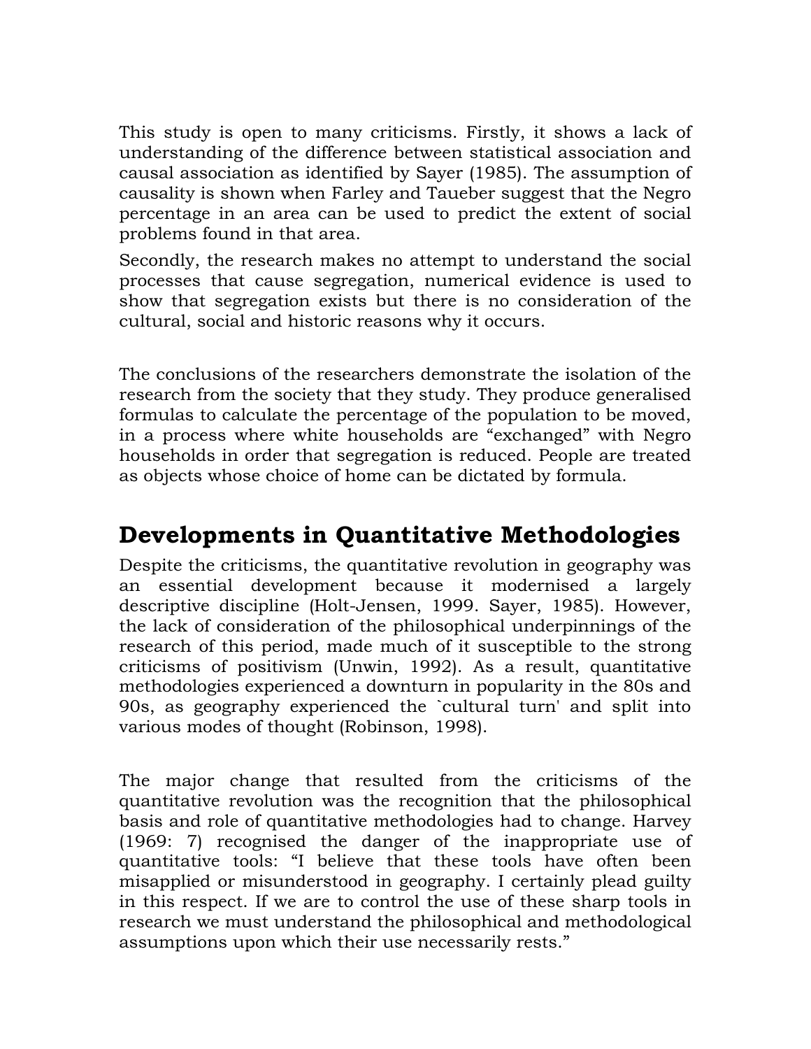This study is open to many criticisms. Firstly, it shows a lack of understanding of the difference between statistical association and causal association as identified by Sayer (1985). The assumption of causality is shown when Farley and Taueber suggest that the Negro percentage in an area can be used to predict the extent of social problems found in that area.

Secondly, the research makes no attempt to understand the social processes that cause segregation, numerical evidence is used to show that segregation exists but there is no consideration of the cultural, social and historic reasons why it occurs.

The conclusions of the researchers demonstrate the isolation of the research from the society that they study. They produce generalised formulas to calculate the percentage of the population to be moved, in a process where white households are "exchanged" with Negro households in order that segregation is reduced. People are treated as objects whose choice of home can be dictated by formula.

## Developments in Quantitative Methodologies

Despite the criticisms, the quantitative revolution in geography was an essential development because it modernised a largely descriptive discipline (Holt-Jensen, 1999. Sayer, 1985). However, the lack of consideration of the philosophical underpinnings of the research of this period, made much of it susceptible to the strong criticisms of positivism (Unwin, 1992). As a result, quantitative methodologies experienced a downturn in popularity in the 80s and 90s, as geography experienced the `cultural turn' and split into various modes of thought (Robinson, 1998).

The major change that resulted from the criticisms of the quantitative revolution was the recognition that the philosophical basis and role of quantitative methodologies had to change. Harvey (1969: 7) recognised the danger of the inappropriate use of quantitative tools: "I believe that these tools have often been misapplied or misunderstood in geography. I certainly plead guilty in this respect. If we are to control the use of these sharp tools in research we must understand the philosophical and methodological assumptions upon which their use necessarily rests."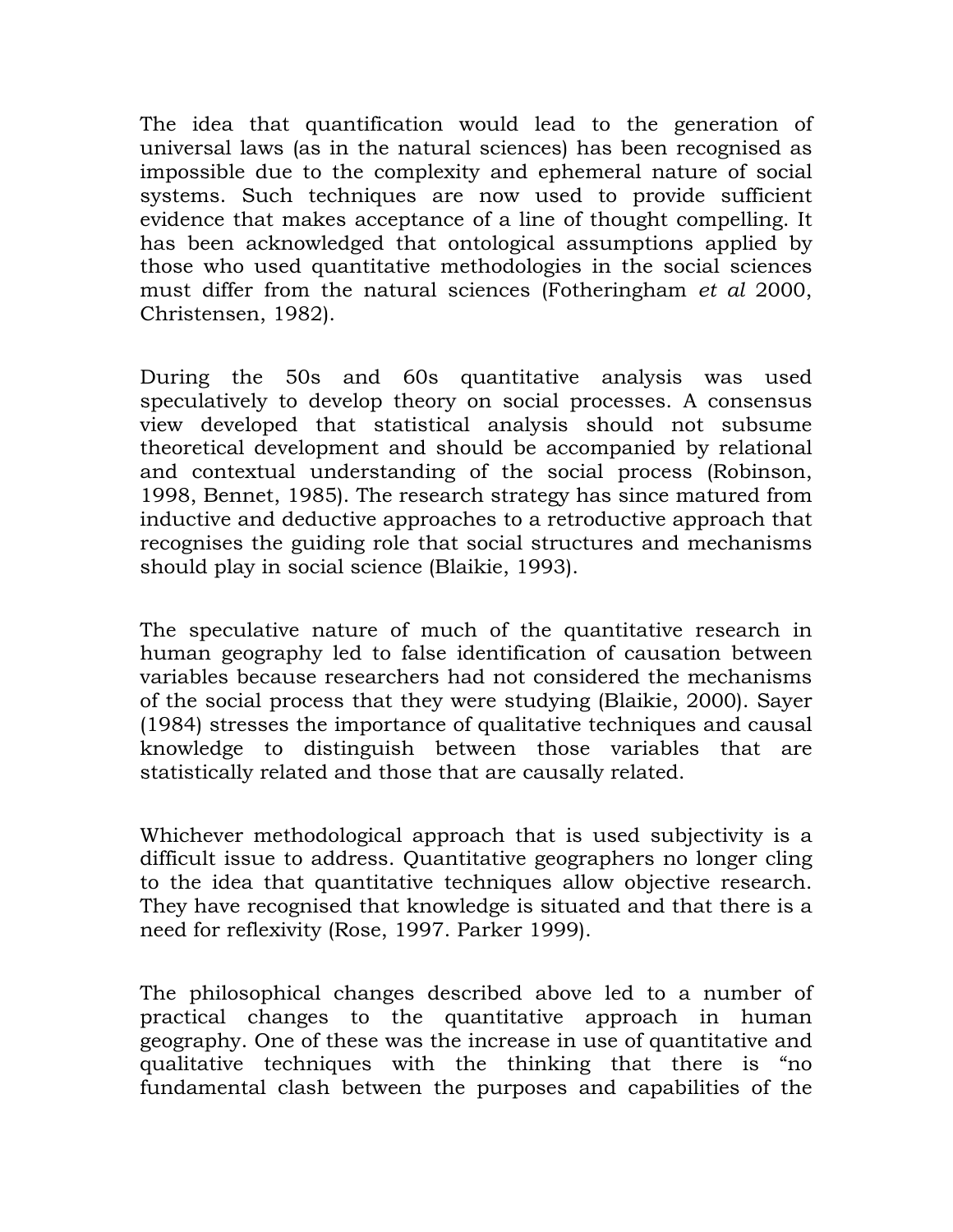The idea that quantification would lead to the generation of universal laws (as in the natural sciences) has been recognised as impossible due to the complexity and ephemeral nature of social systems. Such techniques are now used to provide sufficient evidence that makes acceptance of a line of thought compelling. It has been acknowledged that ontological assumptions applied by those who used quantitative methodologies in the social sciences must differ from the natural sciences (Fotheringham *et al* 2000, Christensen, 1982).

During the 50s and 60s quantitative analysis was used speculatively to develop theory on social processes. A consensus view developed that statistical analysis should not subsume theoretical development and should be accompanied by relational and contextual understanding of the social process (Robinson, 1998, Bennet, 1985). The research strategy has since matured from inductive and deductive approaches to a retroductive approach that recognises the guiding role that social structures and mechanisms should play in social science (Blaikie, 1993).

The speculative nature of much of the quantitative research in human geography led to false identification of causation between variables because researchers had not considered the mechanisms of the social process that they were studying (Blaikie, 2000). Sayer (1984) stresses the importance of qualitative techniques and causal knowledge to distinguish between those variables that are statistically related and those that are causally related.

Whichever methodological approach that is used subjectivity is a difficult issue to address. Quantitative geographers no longer cling to the idea that quantitative techniques allow objective research. They have recognised that knowledge is situated and that there is a need for reflexivity (Rose, 1997. Parker 1999).

The philosophical changes described above led to a number of practical changes to the quantitative approach in human geography. One of these was the increase in use of quantitative and qualitative techniques with the thinking that there is "no fundamental clash between the purposes and capabilities of the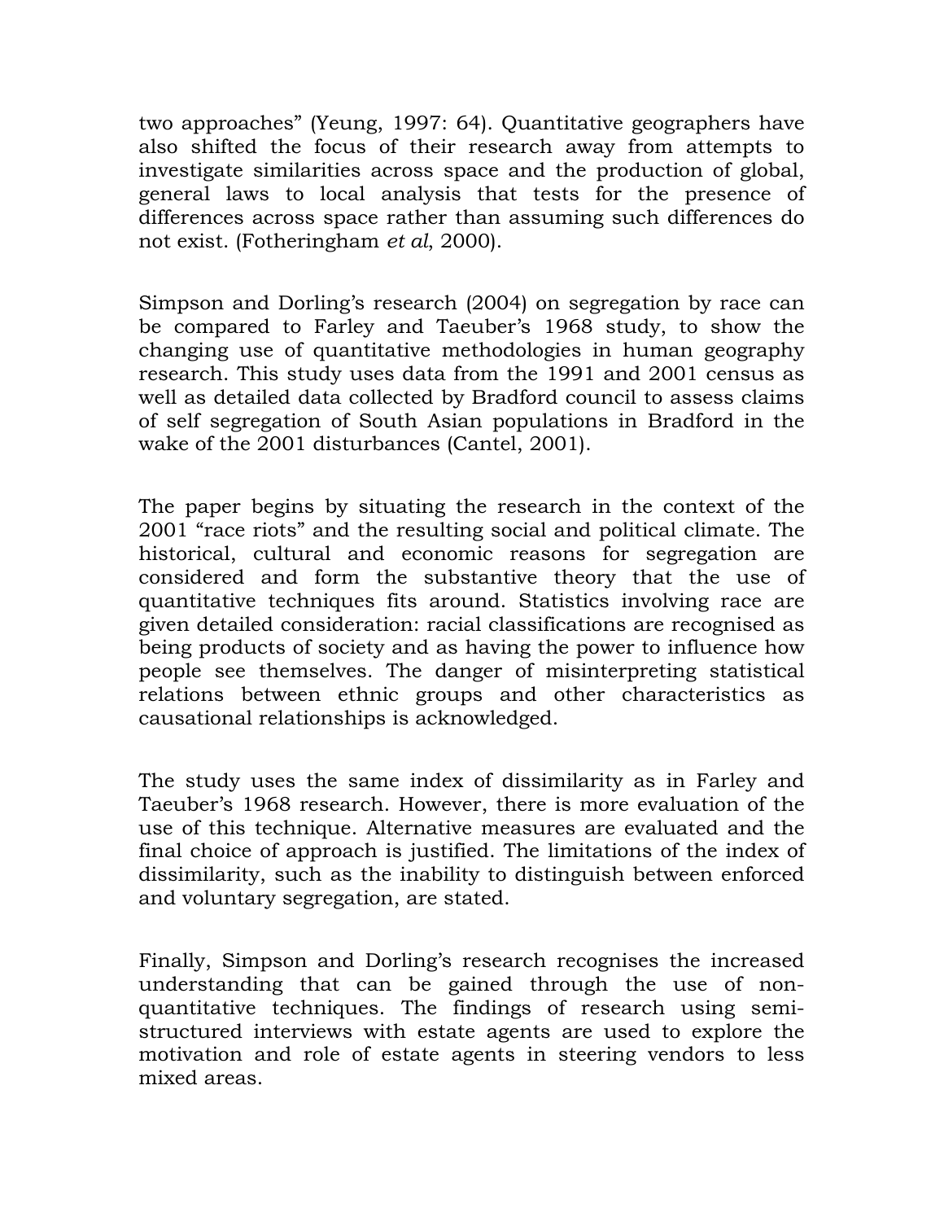two approaches" (Yeung, 1997: 64). Quantitative geographers have also shifted the focus of their research away from attempts to investigate similarities across space and the production of global, general laws to local analysis that tests for the presence of differences across space rather than assuming such differences do not exist. (Fotheringham *et al*, 2000).

Simpson and Dorling's research (2004) on segregation by race can be compared to Farley and Taeuber's 1968 study, to show the changing use of quantitative methodologies in human geography research. This study uses data from the 1991 and 2001 census as well as detailed data collected by Bradford council to assess claims of self segregation of South Asian populations in Bradford in the wake of the 2001 disturbances (Cantel, 2001).

The paper begins by situating the research in the context of the 2001 "race riots" and the resulting social and political climate. The historical, cultural and economic reasons for segregation are considered and form the substantive theory that the use of quantitative techniques fits around. Statistics involving race are given detailed consideration: racial classifications are recognised as being products of society and as having the power to influence how people see themselves. The danger of misinterpreting statistical relations between ethnic groups and other characteristics as causational relationships is acknowledged.

The study uses the same index of dissimilarity as in Farley and Taeuber's 1968 research. However, there is more evaluation of the use of this technique. Alternative measures are evaluated and the final choice of approach is justified. The limitations of the index of dissimilarity, such as the inability to distinguish between enforced and voluntary segregation, are stated.

Finally, Simpson and Dorling's research recognises the increased understanding that can be gained through the use of non-quantitative techniques. The findings of research using semi-structured interviews with estate agents are used to explore the motivation and role of estate agents in steering vendors to less mixed areas.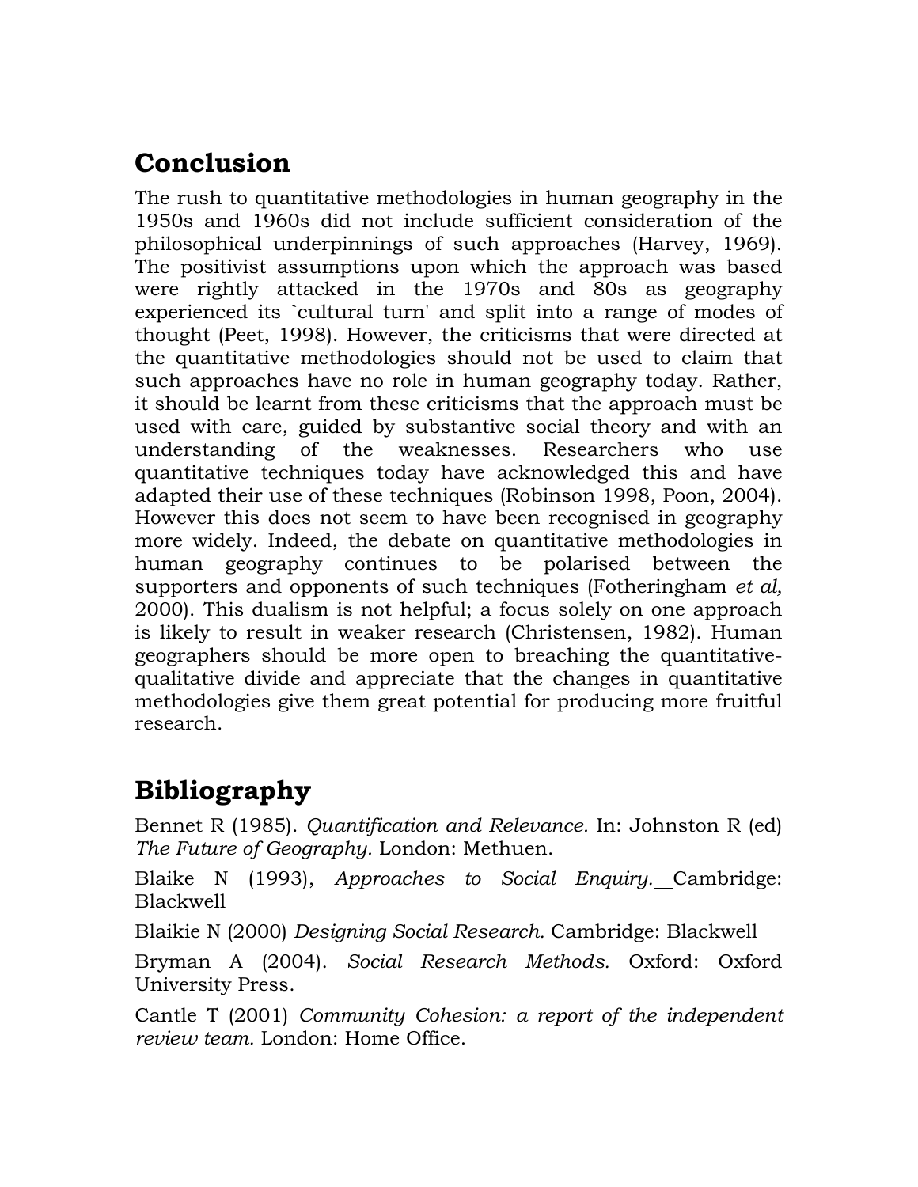## Conclusion

The rush to quantitative methodologies in human geography in the 1950s and 1960s did not include sufficient consideration of the philosophical underpinnings of such approaches (Harvey, 1969). The positivist assumptions upon which the approach was based were rightly attacked in the 1970s and 80s as geography experienced its `cultural turn' and split into a range of modes of thought (Peet, 1998). However, the criticisms that were directed at the quantitative methodologies should not be used to claim that such approaches have no role in human geography today. Rather, it should be learnt from these criticisms that the approach must be used with care, guided by substantive social theory and with an understanding of the weaknesses. Researchers who use quantitative techniques today have acknowledged this and have adapted their use of these techniques (Robinson 1998, Poon, 2004). However this does not seem to have been recognised in geography more widely. Indeed, the debate on quantitative methodologies in human geography continues to be polarised between the supporters and opponents of such techniques (Fotheringham *et al,* 2000). This dualism is not helpful; a focus solely on one approach is likely to result in weaker research (Christensen, 1982). Human geographers should be more open to breaching the quantitative-qualitative divide and appreciate that the changes in quantitative methodologies give them great potential for producing more fruitful research.

## Bibliography

Bennet R (1985). *Quantification and Relevance.* In: Johnston R (ed) *The Future of Geography.* London: Methuen.

Blaike N (1993), *Approaches to Social Enquiry.* Cambridge: Blackwell

Blaikie N (2000) *Designing Social Research.* Cambridge: Blackwell

Bryman A (2004). *Social Research Methods.* Oxford: Oxford University Press.

Cantle T (2001) *Community Cohesion: a report of the independent review team.* London: Home Office.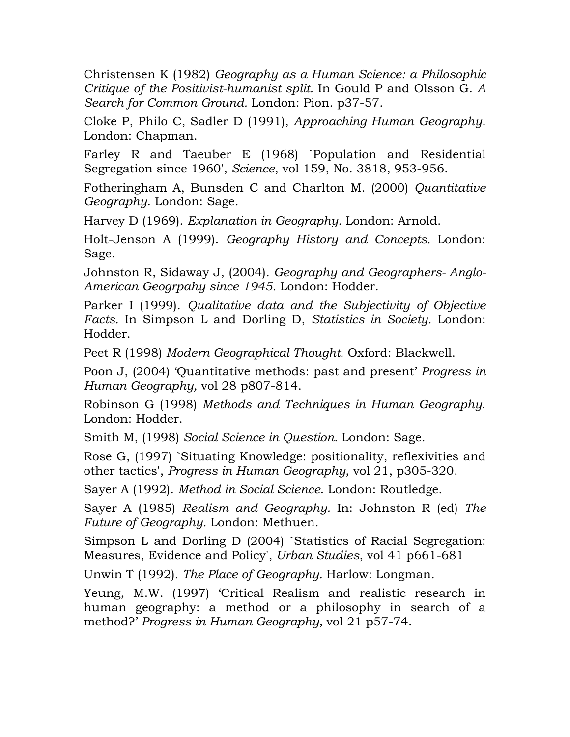Christensen K (1982) *Geography as a Human Science: a Philosophic Critique of the Positivist-humanist split.* In Gould P and Olsson G. *A Search for Common Ground.* London: Pion. p37-57.

Cloke P, Philo C, Sadler D (1991), *Approaching Human Geography.* London: Chapman.

Farley R and Taeuber E (1968) `Population and Residential Segregation since 1960', *Science*, vol 159, No. 3818, 953-956.

Fotheringham A, Bunsden C and Charlton M. (2000) *Quantitative Geography*. London: Sage.

Harvey D (1969). *Explanation in Geography.* London: Arnold.

Holt-Jenson A (1999). *Geography History and Concepts.* London: Sage.

Johnston R, Sidaway J, (2004). *Geography and Geographers- Anglo-American Geogrpahy since 1945.* London: Hodder.

Parker I (1999). *Qualitative data and the Subjectivity of Objective Facts.* In Simpson L and Dorling D, *Statistics in Society.* London: Hodder.

Peet R (1998) *Modern Geographical Thought.* Oxford: Blackwell.

Poon J, (2004) 'Quantitative methods: past and present' *Progress in Human Geography,* vol 28 p807-814.

Robinson G (1998) *Methods and Techniques in Human Geography*. London: Hodder.

Smith M, (1998) *Social Science in Question.* London: Sage.

Rose G, (1997) `Situating Knowledge: positionality, reflexivities and other tactics', *Progress in Human Geography*, vol 21, p305-320.

Sayer A (1992). *Method in Social Science*. London: Routledge.

Sayer A (1985) *Realism and Geography*. In: Johnston R (ed) *The Future of Geography*. London: Methuen.

Simpson L and Dorling D (2004) `Statistics of Racial Segregation: Measures, Evidence and Policy', *Urban Studies*, vol 41 p661-681

Unwin T (1992). *The Place of Geography.* Harlow: Longman.

Yeung, M.W. (1997) 'Critical Realism and realistic research in human geography: a method or a philosophy in search of a method?' *Progress in Human Geography,* vol 21 p57-74.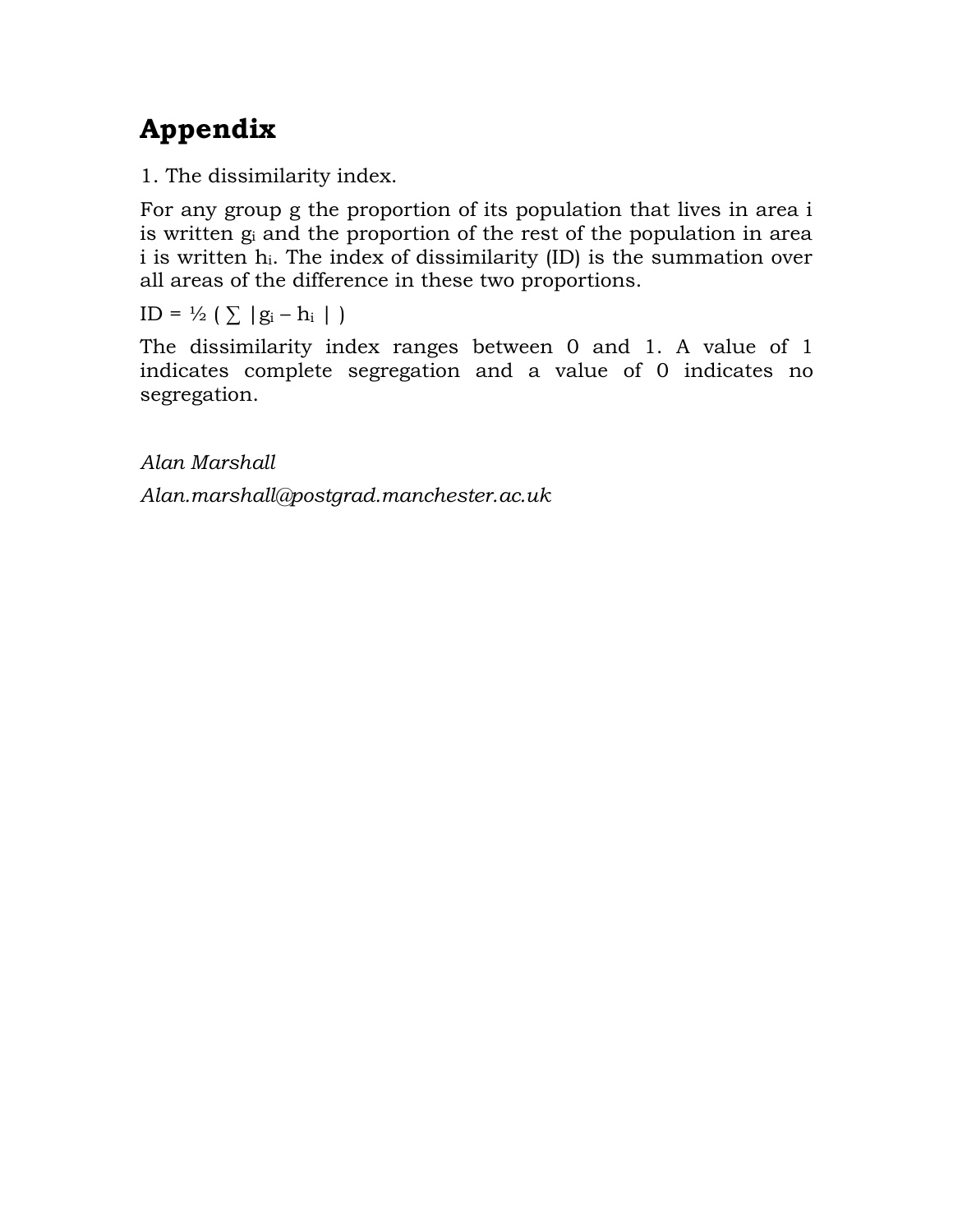# Appendix

1. The dissimilarity index.

For any group g the proportion of its population that lives in area i is written $g_i$ and the proportion of the rest of the population in area i is written $h_i$. The index of dissimilarity (ID) is the summation over all areas of the difference in these two proportions.

$$ID = \frac{1}{2} \left( \sum |g_i - h_i| \right)$$

The dissimilarity index ranges between 0 and 1. A value of 1 indicates complete segregation and a value of 0 indicates no segregation.

*Alan Marshall*

*Alan.marshall@postgrad.manchester.ac.uk*